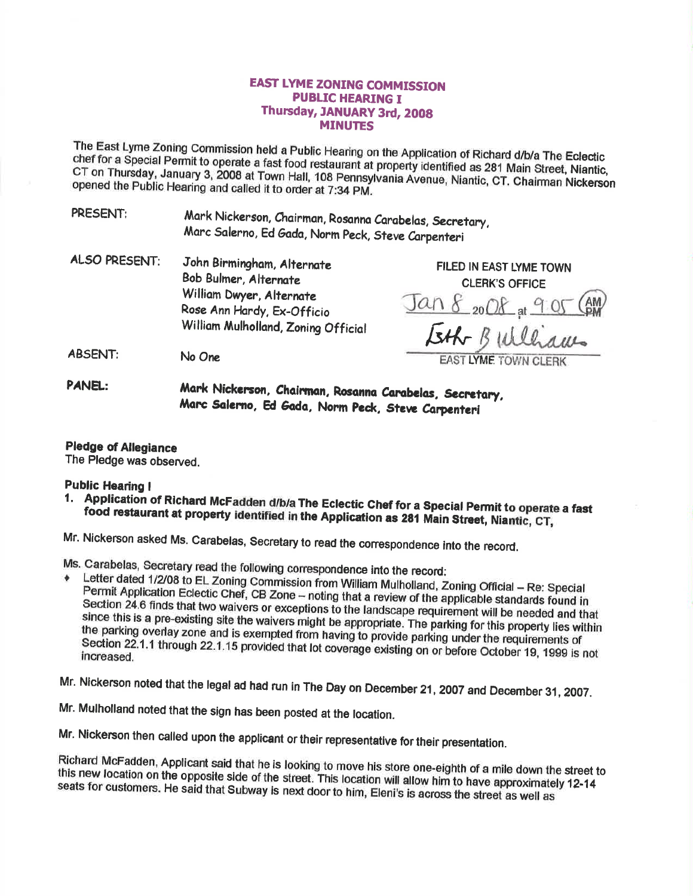# EAST LYME ZONING COMMISSION
## PUBLIC HEARING I
## Thursday, JANUARY 3rd, 2008
## MINUTES

The East Lyme Zoning Commission held a Public Hearing on the Application of Richard d/b/a The Eclectic chef for a Special Permit to operate a fast food restaurant at property identified as 281 Main Street, Niantic, CT on Thursday, January 3, 2008 at Town Hall, 108 Pennsylvania Avenue, Niantic, CT. Chairman Nickerson opened the Public Hearing and called it to order at 7:34 PM.

PRESENT: Mark Nickerson, Chairman, Rosanna Carabelas, Secretary, Marc Salerno, Ed Gada, Norm Peck, Steve Carpenteri

ALSO PRESENT: John Birmingham, Alternate
Bob Bulmer, Alternate
William Dwyer, Alternate
Rose Ann Hardy, Ex-Officio
William Mulholland, Zoning Official

FILED IN EAST LYME TOWN CLERK'S OFFICE
Jan 8 2008 at 9:05 AM
Esther B Williams
EAST LYME TOWN CLERK

ABSENT: No One

**PANEL: Mark Nickerson, Chairman, Rosanna Carabelas, Secretary, Marc Salerno, Ed Gada, Norm Peck, Steve Carpenteri**

**Pledge of Allegiance**
The Pledge was observed.

**Public Hearing I**

1. **Application of Richard McFadden d/b/a The Eclectic Chef for a Special Permit to operate a fast food restaurant at property identified in the Application as 281 Main Street, Niantic, CT,**

Mr. Nickerson asked Ms. Carabelas, Secretary to read the correspondence into the record.

Ms. Carabelas, Secretary read the following correspondence into the record:

- Letter dated 1/2/08 to EL Zoning Commission from William Mulholland, Zoning Official – Re: Special Permit Application Eclectic Chef, CB Zone – noting that a review of the applicable standards found in Section 24.6 finds that two waivers or exceptions to the landscape requirement will be needed and that since this is a pre-existing site the waivers might be appropriate. The parking for this property lies within the parking overlay zone and is exempted from having to provide parking under the requirements of Section 22.1.1 through 22.1.15 provided that lot coverage existing on or before October 19, 1999 is not increased.

Mr. Nickerson noted that the legal ad had run in The Day on December 21, 2007 and December 31, 2007.

Mr. Mulholland noted that the sign has been posted at the location.

Mr. Nickerson then called upon the applicant or their representative for their presentation.

Richard McFadden, Applicant said that he is looking to move his store one-eighth of a mile down the street to this new location on the opposite side of the street. This location will allow him to have approximately 12-14 seats for customers. He said that Subway is next door to him, Eleni's is across the street as well as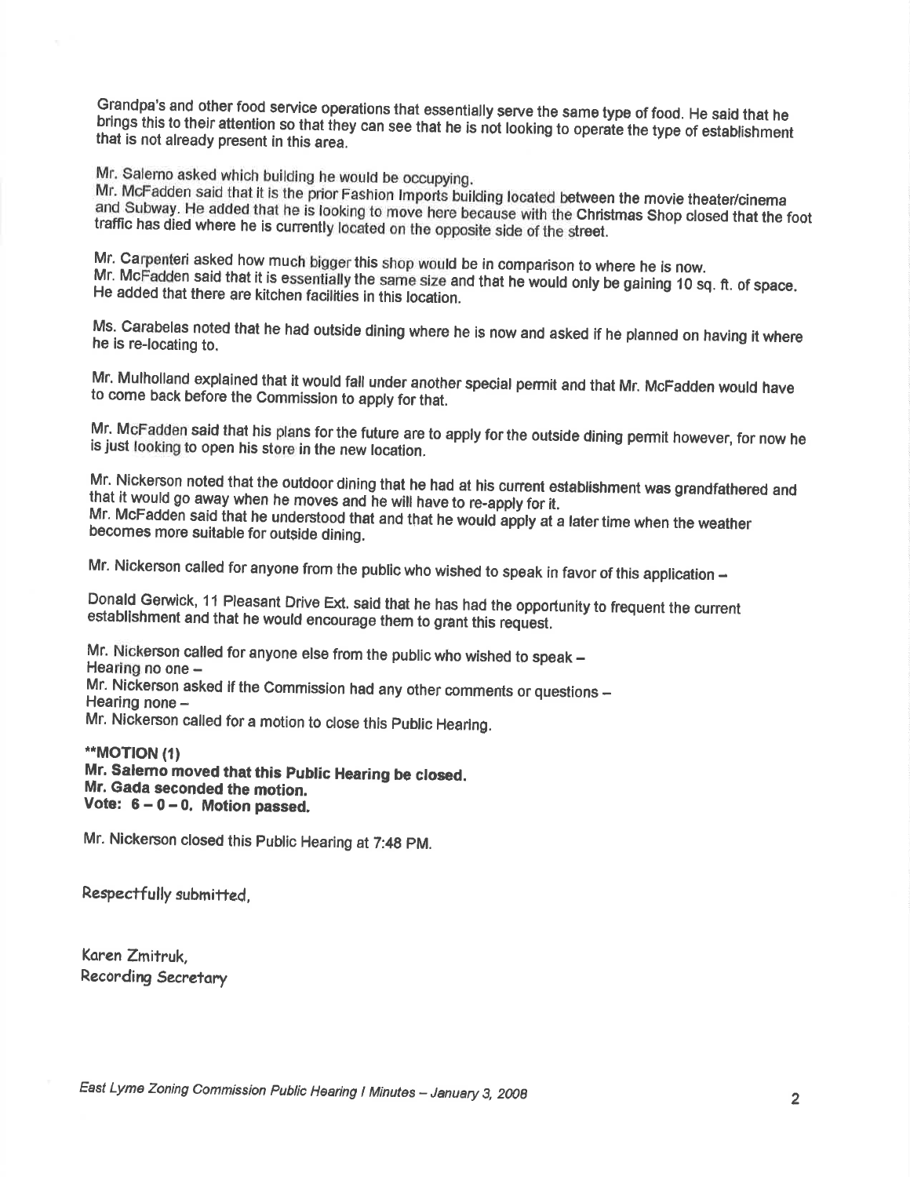Grandpa's and other food service operations that essentially serve the same type of food. He said that he brings this to their attention so that they can see that he is not looking to operate the type of establishment that is not already present in this area.

Mr. Salerno asked which building he would be occupying.
Mr. McFadden said that it is the prior Fashion Imports building located between the movie theater/cinema and Subway. He added that he is looking to move here because with the Christmas Shop closed that the foot traffic has died where he is currently located on the opposite side of the street.

Mr. Carpenteri asked how much bigger this shop would be in comparison to where he is now.
Mr. McFadden said that it is essentially the same size and that he would only be gaining 10 sq. ft. of space. He added that there are kitchen facilities in this location.

Ms. Carabelas noted that he had outside dining where he is now and asked if he planned on having it where he is re-locating to.

Mr. Mulholland explained that it would fall under another special permit and that Mr. McFadden would have to come back before the Commission to apply for that.

Mr. McFadden said that his plans for the future are to apply for the outside dining permit however, for now he is just looking to open his store in the new location.

Mr. Nickerson noted that the outdoor dining that he had at his current establishment was grandfathered and that it would go away when he moves and he will have to re-apply for it.
Mr. McFadden said that he understood that and that he would apply at a later time when the weather becomes more suitable for outside dining.

Mr. Nickerson called for anyone from the public who wished to speak in favor of this application –

Donald Gerwick, 11 Pleasant Drive Ext. said that he has had the opportunity to frequent the current establishment and that he would encourage them to grant this request.

Mr. Nickerson called for anyone else from the public who wished to speak –
Hearing no one –
Mr. Nickerson asked if the Commission had any other comments or questions –
Hearing none –
Mr. Nickerson called for a motion to close this Public Hearing.

****MOTION (1)**
**Mr. Salerno moved that this Public Hearing be closed.**
**Mr. Gada seconded the motion.**
**Vote: 6 – 0 – 0. Motion passed.**

Mr. Nickerson closed this Public Hearing at 7:48 PM.

Respectfully submitted,

Karen Zmitruk,
Recording Secretary